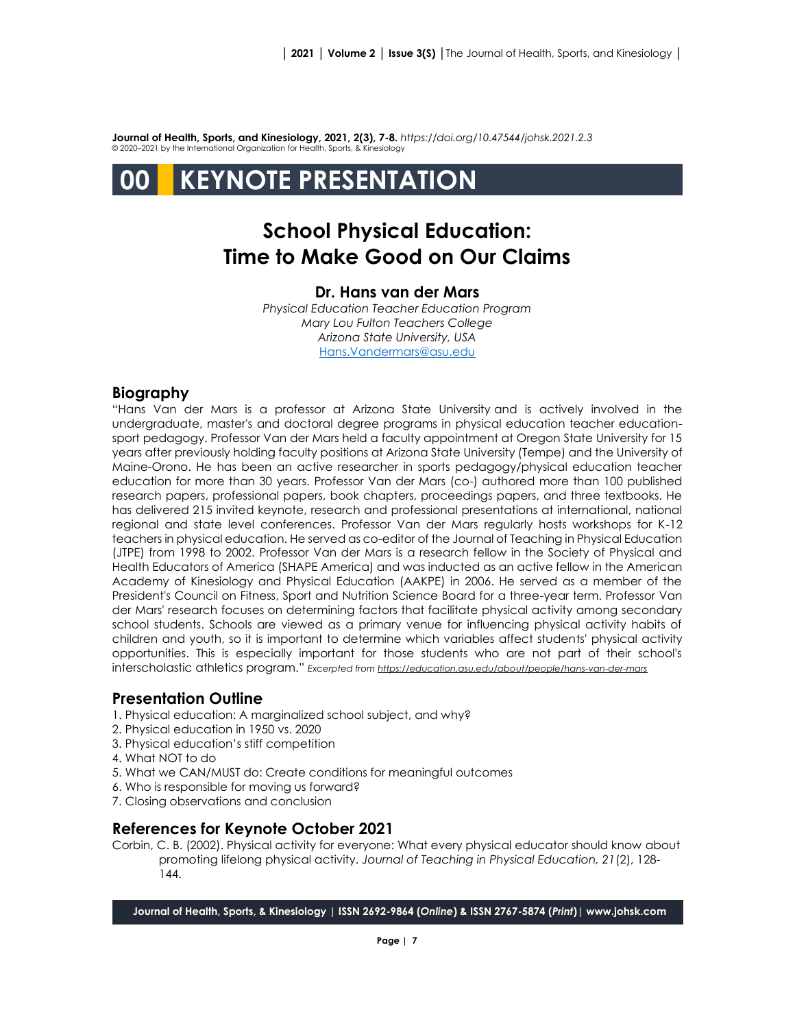**Journal of Health, Sports, and Kinesiology, 2021, 2(3), 7-8.** *https://doi.org/10.47544/johsk.2021.2.3*
© 2020–2021 by the International Organization for Health, Sports, & Kinesiology

# 00 KEYNOTE PRESENTATION

## School Physical Education: Time to Make Good on Our Claims

### Dr. Hans van der Mars

*Physical Education Teacher Education Program*
*Mary Lou Fulton Teachers College*
*Arizona State University, USA*
Hans.Vandermars@asu.edu

## Biography

"Hans Van der Mars is a professor at Arizona State University and is actively involved in the undergraduate, master's and doctoral degree programs in physical education teacher education-sport pedagogy. Professor Van der Mars held a faculty appointment at Oregon State University for 15 years after previously holding faculty positions at Arizona State University (Tempe) and the University of Maine-Orono. He has been an active researcher in sports pedagogy/physical education teacher education for more than 30 years. Professor Van der Mars (co-) authored more than 100 published research papers, professional papers, book chapters, proceedings papers, and three textbooks. He has delivered 215 invited keynote, research and professional presentations at international, national regional and state level conferences. Professor Van der Mars regularly hosts workshops for K-12 teachers in physical education. He served as co-editor of the Journal of Teaching in Physical Education (JTPE) from 1998 to 2002. Professor Van der Mars is a research fellow in the Society of Physical and Health Educators of America (SHAPE America) and was inducted as an active fellow in the American Academy of Kinesiology and Physical Education (AAKPE) in 2006. He served as a member of the President's Council on Fitness, Sport and Nutrition Science Board for a three-year term. Professor Van der Mars' research focuses on determining factors that facilitate physical activity among secondary school students. Schools are viewed as a primary venue for influencing physical activity habits of children and youth, so it is important to determine which variables affect students' physical activity opportunities. This is especially important for those students who are not part of their school's interscholastic athletics program." *Excerpted from https://education.asu.edu/about/people/hans-van-der-mars*

## Presentation Outline

1. Physical education: A marginalized school subject, and why?
2. Physical education in 1950 vs. 2020
3. Physical education's stiff competition
4. What NOT to do
5. What we CAN/MUST do: Create conditions for meaningful outcomes
6. Who is responsible for moving us forward?
7. Closing observations and conclusion

## References for Keynote October 2021

Corbin, C. B. (2002). Physical activity for everyone: What every physical educator should know about promoting lifelong physical activity. *Journal of Teaching in Physical Education, 21*(2), 128-144.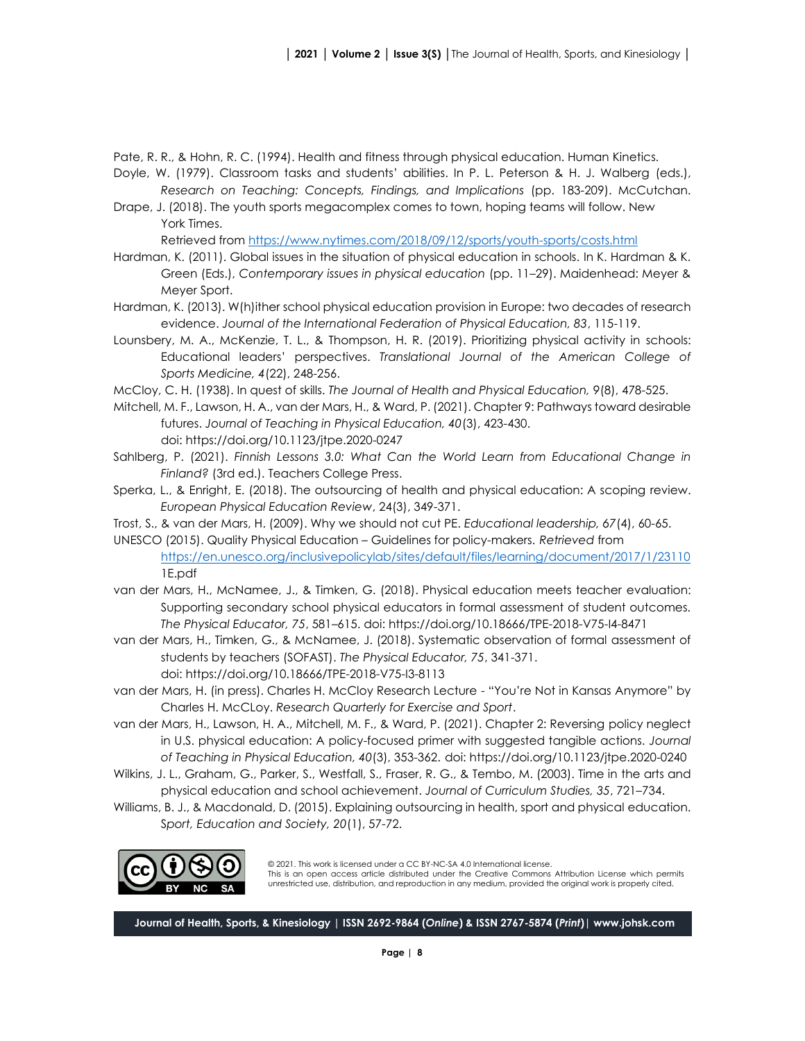Pate, R. R., & Hohn, R. C. (1994). Health and fitness through physical education. Human Kinetics.

Doyle, W. (1979). Classroom tasks and students' abilities. In P. L. Peterson & H. J. Walberg (eds.), *Research on Teaching: Concepts, Findings, and Implications* (pp. 183-209). McCutchan.

Drape, J. (2018). The youth sports megacomplex comes to town, hoping teams will follow. New York Times. Retrieved from https://www.nytimes.com/2018/09/12/sports/youth-sports/costs.html

Hardman, K. (2011). Global issues in the situation of physical education in schools. In K. Hardman & K. Green (Eds.), *Contemporary issues in physical education* (pp. 11–29). Maidenhead: Meyer & Meyer Sport.

Hardman, K. (2013). W(h)ither school physical education provision in Europe: two decades of research evidence. *Journal of the International Federation of Physical Education, 83*, 115-119.

Lounsbery, M. A., McKenzie, T. L., & Thompson, H. R. (2019). Prioritizing physical activity in schools: Educational leaders' perspectives. *Translational Journal of the American College of Sports Medicine, 4*(22), 248-256.

McCloy, C. H. (1938). In quest of skills. *The Journal of Health and Physical Education, 9*(8), 478-525.

Mitchell, M. F., Lawson, H. A., van der Mars, H., & Ward, P. (2021). Chapter 9: Pathways toward desirable futures. *Journal of Teaching in Physical Education, 40*(3), 423-430. doi: https://doi.org/10.1123/jtpe.2020-0247

Sahlberg, P. (2021). *Finnish Lessons 3.0: What Can the World Learn from Educational Change in Finland?* (3rd ed.). Teachers College Press.

Sperka, L., & Enright, E. (2018). The outsourcing of health and physical education: A scoping review. *European Physical Education Review*, 24(3), 349-371.

Trost, S., & van der Mars, H. (2009). Why we should not cut PE. *Educational leadership, 67*(4), 60-65.

UNESCO (2015). Quality Physical Education – Guidelines for policy-makers. *Retrieved* from https://en.unesco.org/inclusivepolicylab/sites/default/files/learning/document/2017/1/231101E.pdf

van der Mars, H., McNamee, J., & Timken, G. (2018). Physical education meets teacher evaluation: Supporting secondary school physical educators in formal assessment of student outcomes. *The Physical Educator, 75*, 581–615. doi: https://doi.org/10.18666/TPE-2018-V75-I4-8471

van der Mars, H., Timken, G., & McNamee, J. (2018). Systematic observation of formal assessment of students by teachers (SOFAST). *The Physical Educator, 75*, 341-371. doi: https://doi.org/10.18666/TPE-2018-V75-I3-8113

van der Mars, H. (in press). Charles H. McCloy Research Lecture - "You're Not in Kansas Anymore" by Charles H. McCLoy. *Research Quarterly for Exercise and Sport*.

van der Mars, H., Lawson, H. A., Mitchell, M. F., & Ward, P. (2021). Chapter 2: Reversing policy neglect in U.S. physical education: A policy-focused primer with suggested tangible actions. *Journal of Teaching in Physical Education, 40*(3), 353-362. doi: https://doi.org/10.1123/jtpe.2020-0240

Wilkins, J. L., Graham, G., Parker, S., Westfall, S., Fraser, R. G., & Tembo, M. (2003). Time in the arts and physical education and school achievement. *Journal of Curriculum Studies, 35*, 721–734.

Williams, B. J., & Macdonald, D. (2015). Explaining outsourcing in health, sport and physical education. *Sport, Education and Society, 20*(1), 57-72.

© 2021. This work is licensed under a CC BY-NC-SA 4.0 International license.
This is an open access article distributed under the Creative Commons Attribution License which permits unrestricted use, distribution, and reproduction in any medium, provided the original work is properly cited.